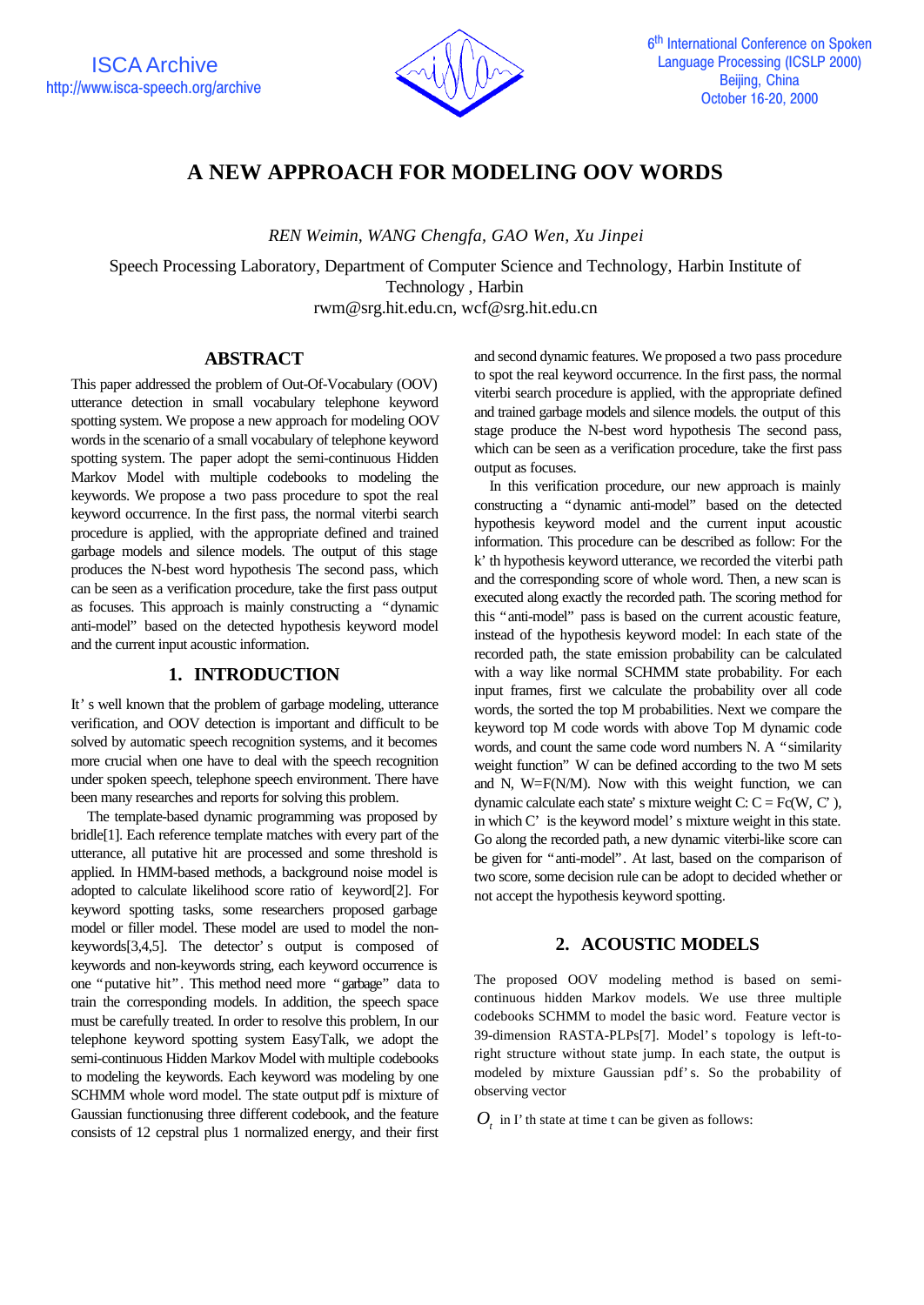# A NEW APPROACH FOR MODELING OOV WORDS

*REN Weimin, WANG Chengfa, GAO Wen, Xu Jinpei*

Speech Processing Laboratory, Department of Computer Science and Technology, Harbin Institute of Technology , Harbin
rwm@srg.hit.edu.cn, wcf@srg.hit.edu.cn

## ABSTRACT

This paper addressed the problem of Out-Of-Vocabulary (OOV) utterance detection in small vocabulary telephone keyword spotting system. We propose a new approach for modeling OOV words in the scenario of a small vocabulary of telephone keyword spotting system. The paper adopt the semi-continuous Hidden Markov Model with multiple codebooks to modeling the keywords. We propose a two pass procedure to spot the real keyword occurrence. In the first pass, the normal viterbi search procedure is applied, with the appropriate defined and trained garbage models and silence models. The output of this stage produces the N-best word hypothesis The second pass, which can be seen as a verification procedure, take the first pass output as focuses. This approach is mainly constructing a "dynamic anti-model" based on the detected hypothesis keyword model and the current input acoustic information.

## 1. INTRODUCTION

It's well known that the problem of garbage modeling, utterance verification, and OOV detection is important and difficult to be solved by automatic speech recognition systems, and it becomes more crucial when one have to deal with the speech recognition under spoken speech, telephone speech environment. There have been many researches and reports for solving this problem.

The template-based dynamic programming was proposed by bridle[1]. Each reference template matches with every part of the utterance, all putative hit are processed and some threshold is applied. In HMM-based methods, a background noise model is adopted to calculate likelihood score ratio of keyword[2]. For keyword spotting tasks, some researchers proposed garbage model or filler model. These model are used to model the non-keywords[3,4,5]. The detector's output is composed of keywords and non-keywords string, each keyword occurrence is one "putative hit". This method need more "garbage" data to train the corresponding models. In addition, the speech space must be carefully treated. In order to resolve this problem, In our telephone keyword spotting system EasyTalk, we adopt the semi-continuous Hidden Markov Model with multiple codebooks to modeling the keywords. Each keyword was modeling by one SCHMM whole word model. The state output pdf is mixture of Gaussian functionusing three different codebook, and the feature consists of 12 cepstral plus 1 normalized energy, and their first and second dynamic features. We proposed a two pass procedure to spot the real keyword occurrence. In the first pass, the normal viterbi search procedure is applied, with the appropriate defined and trained garbage models and silence models. the output of this stage produce the N-best word hypothesis The second pass, which can be seen as a verification procedure, take the first pass output as focuses.

In this verification procedure, our new approach is mainly constructing a "dynamic anti-model" based on the detected hypothesis keyword model and the current input acoustic information. This procedure can be described as follow: For the k'th hypothesis keyword utterance, we recorded the viterbi path and the corresponding score of whole word. Then, a new scan is executed along exactly the recorded path. The scoring method for this "anti-model" pass is based on the current acoustic feature, instead of the hypothesis keyword model: In each state of the recorded path, the state emission probability can be calculated with a way like normal SCHMM state probability. For each input frames, first we calculate the probability over all code words, the sorted the top M probabilities. Next we compare the keyword top M code words with above Top M dynamic code words, and count the same code word numbers N. A "similarity weight function" W can be defined according to the two M sets and N, W=F(N/M). Now with this weight function, we can dynamic calculate each state's mixture weight C: C = Fc(W, C'), in which C' is the keyword model's mixture weight in this state. Go along the recorded path, a new dynamic viterbi-like score can be given for "anti-model". At last, based on the comparison of two score, some decision rule can be adopt to decided whether or not accept the hypothesis keyword spotting.

## 2. ACOUSTIC MODELS

The proposed OOV modeling method is based on semi-continuous hidden Markov models. We use three multiple codebooks SCHMM to model the basic word. Feature vector is 39-dimension RASTA-PLPs[7]. Model's topology is left-to-right structure without state jump. In each state, the output is modeled by mixture Gaussian pdf's. So the probability of observing vector

$O_t$ in I'th state at time t can be given as follows: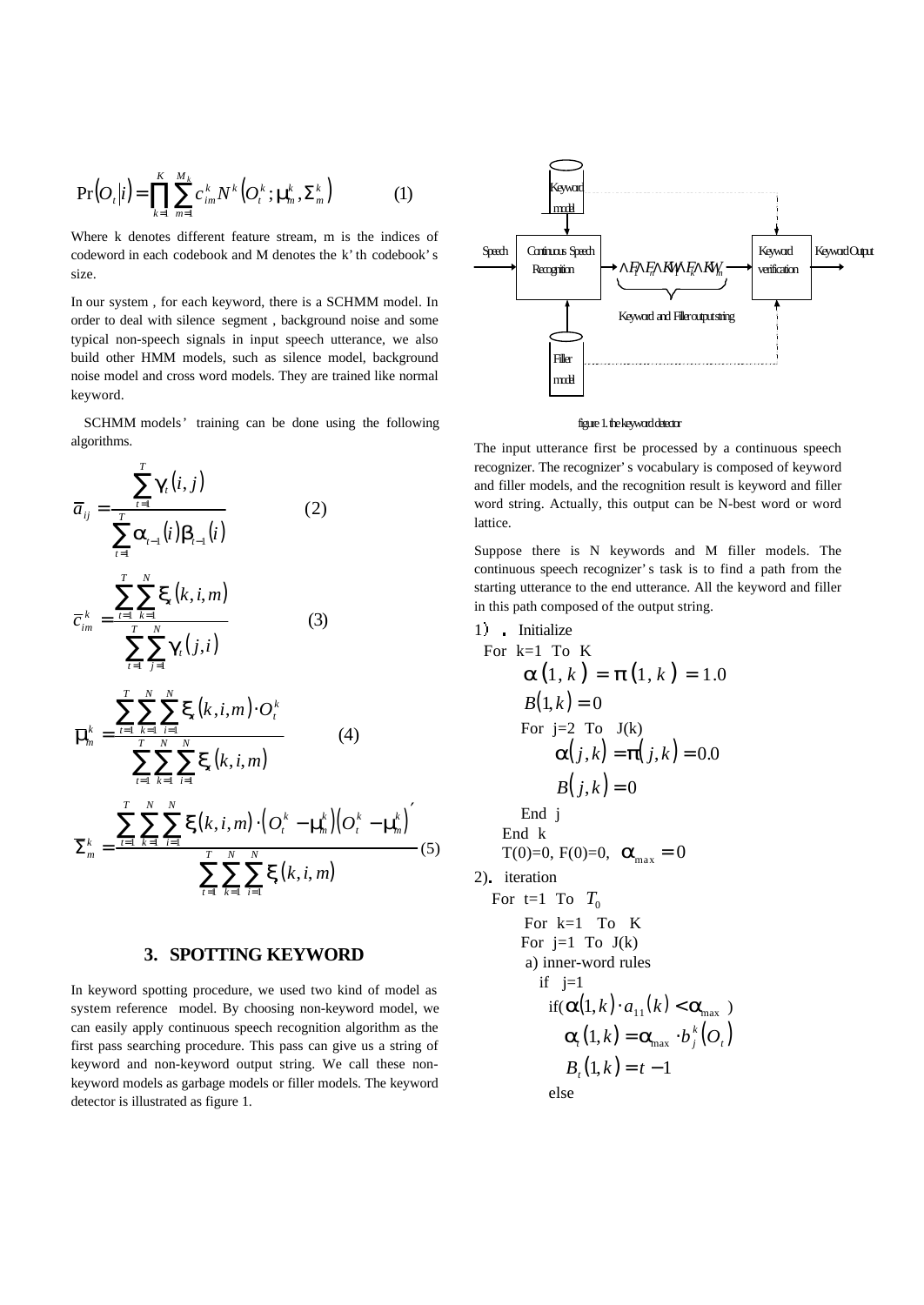$$\Pr(O_t|i) = \prod_{k=1}^{K} \sum_{m=1}^{M_k} c_{im}^k N^k \left(O_t^k; \mu_m^k, \Sigma_m^k\right) \qquad (1)$$

Where k denotes different feature stream, m is the indices of codeword in each codebook and M denotes the k' th codebook' s size.

In our system , for each keyword, there is a SCHMM model. In order to deal with silence segment , background noise and some typical non-speech signals in input speech utterance, we also build other HMM models, such as silence model, background noise model and cross word models. They are trained like normal keyword.

SCHMM models' training can be done using the following algorithms.

$$\bar{a}_{ij} = \frac{\sum_{t=1}^{T} \gamma_t(i,j)}{\sum_{t=1}^{T} \alpha_{t-1}(i)\beta_{t-1}(i)} \qquad (2)$$

$$\bar{c}_{im}^k = \frac{\sum_{t=1}^{T}\sum_{k=1}^{N} \xi_t(k,i,m)}{\sum_{t=1}^{T}\sum_{j=1}^{N} \gamma_t(j,i)} \qquad (3)$$

$$\mu_m^k = \frac{\sum_{t=1}^{T}\sum_{k=1}^{N}\sum_{i=1}^{N} \xi_t(k,i,m)\cdot O_t^k}{\sum_{t=1}^{T}\sum_{k=1}^{N}\sum_{i=1}^{N} \xi_t(k,i,m)} \qquad (4)$$

$$\Sigma_m^k = \frac{\sum_{t=1}^{T}\sum_{k=1}^{N}\sum_{i=1}^{N} \xi(k,i,m)\cdot\left(O_t^k - \mu_m^k\right)\left(O_t^k - \mu_m^k\right)'}{\sum_{t=1}^{T}\sum_{k=1}^{N}\sum_{i=1}^{N} \xi(k,i,m)} \qquad (5)$$

## 3. SPOTTING KEYWORD

In keyword spotting procedure, we used two kind of model as system reference model. By choosing non-keyword model, we can easily apply continuous speech recognition algorithm as the first pass searching procedure. This pass can give us a string of keyword and non-keyword output string. We call these non-keyword models as garbage models or filler models. The keyword detector is illustrated as figure 1.

Keyword model; Speech → Continuous Speech Recognition → $\wedge F_i \wedge F_n \wedge KW_j \wedge F_k \wedge KW_m$ → Keyword verification → Keyword Output; Filler model; Keyword and Filler output string

figure 1. the keyword detector

The input utterance first be processed by a continuous speech recognizer. The recognizer's vocabulary is composed of keyword and filler models, and the recognition result is keyword and filler word string. Actually, this output can be N-best word or word lattice.

Suppose there is N keywords and M filler models. The continuous speech recognizer's task is to find a path from the starting utterance to the end utterance. All the keyword and filler in this path composed of the output string.

```
1)  . Initialize
  For k=1 To K
        α(1,k) = π(1,k) = 1.0
        B(1,k) = 0
        For j=2 To J(k)
            α(j,k) = π(j,k) = 0.0
            B(j,k) = 0
        End j
    End k
    T(0)=0, F(0)=0, α_max = 0
2). iteration
   For t=1 To T_0
        For k=1 To K
        For j=1 To J(k)
         a) inner-word rules
           if j=1
             if(α(1,k)·a_11(k) < α_max )
                α_t(1,k) = α_max · b_j^k(O_t)
                B_t(1,k) = t − 1
             else
```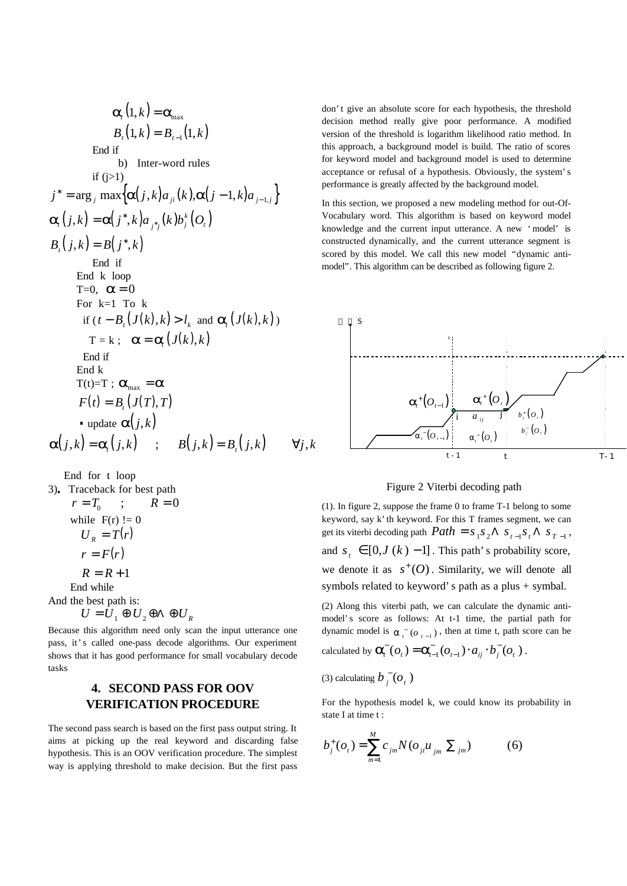$$\alpha_t(1,k) = \alpha_{\max}$$

$$B_t(1,k) = B_{t-1}(1,k)$$

End if

b) Inter-word rules

if (j>1)

$$j^* = \arg_j \max\{\alpha(j,k)a_{ji}(k), \alpha(j-1,k)a_{j-1,j}\}$$

$$\alpha_t(j,k) = \alpha(j^*,k)a_{j^*j}(k)b_j^k(O_t)$$

$$B_t(j,k) = B(j^*,k)$$

End if

End k loop

T=0, $\alpha = 0$

For k=1 To k

if ($t - B_t(J(k),k) > l_k$ and $\alpha_t(J(k),k)$)

T = k ; $\alpha = \alpha_t(J(k),k)$

End if

End k

T(t)=T ; $\alpha_{\max} = \alpha$

$$F(t) = B_t(J(T),T)$$

- update $\alpha(j,k)$

$$\alpha(j,k) = \alpha_t(j,k) \quad ; \quad B(j,k) = B_t(j,k) \qquad \forall j,k$$

End for t loop

3). Traceback for best path

$r = T_0$ ; $R = 0$

while F(r) != 0

$U_R = T(r)$

$r = F(r)$

$R = R + 1$

End while

And the best path is:

$$U = U_1 \oplus U_2 \oplus \Lambda \oplus U_R$$

Because this algorithm need only scan the input utterance one pass, it's called one-pass decode algorithms. Our experiment shows that it has good performance for small vocabulary decode tasks

## 4. SECOND PASS FOR OOV VERIFICATION PROCEDURE

The second pass search is based on the first pass output string. It aims at picking up the real keyword and discarding false hypothesis. This is an OOV verification procedure. The simplest way is applying threshold to make decision. But the first pass don't give an absolute score for each hypothesis, the threshold decision method really give poor performance. A modified version of the threshold is logarithm likelihood ratio method. In this approach, a background model is build. The ratio of scores for keyword model and background model is used to determine acceptance or refusal of a hypothesis. Obviously, the system's performance is greatly affected by the background model.

In this section, we proposed a new modeling method for out-Of-Vocabulary word. This algorithm is based on keyword model knowledge and the current input utterance. A new 'model' is constructed dynamically, and the current utterance segment is scored by this model. We call this new model "dynamic anti-model". This algorithm can be described as following figure 2.

Figure 2 Viterbi decoding path

(1). In figure 2, suppose the frame 0 to frame T-1 belong to some keyword, say k' th keyword. For this T frames segment, we can get its viterbi decoding path $Path = s_1 s_2 \Lambda\ s_{t-1} s_t \Lambda\ s_{T-1}$, and $s_t \in [0, J(k)-1]$. This path's probability score, we denote it as $s^+(O)$. Similarity, we will denote all symbols related to keyword's path as a plus + symbal.

(2) Along this viterbi path, we can calculate the dynamic anti-model's score as follows: At t-1 time, the partial path for dynamic model is $\alpha_t^-(o_{t-1})$, then at time t, path score can be calculated by $\alpha_t^-(o_t) = \alpha_{t-1}^-(o_{t-1}) \cdot a_{ij} \cdot b_j^-(o_t)$.

(3) calculating $b_j^-(o_t)$

For the hypothesis model k, we could know its probability in state I at time t :

$$b_j^+(o_t) = \sum_{m=1}^{M} c_{jm} N(o_{jt} u_{jm} \Sigma_{jm}) \qquad (6)$$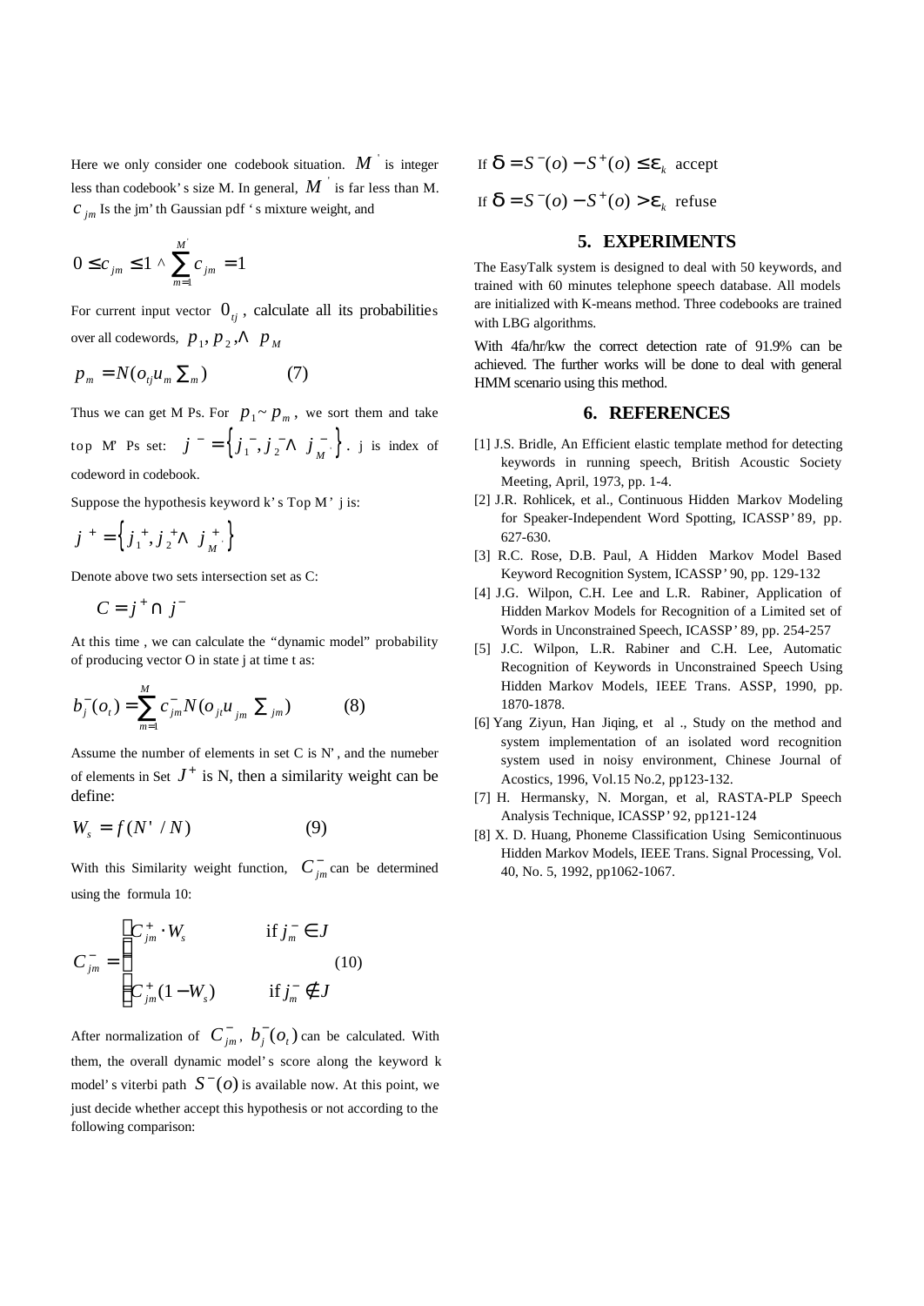Here we only consider one codebook situation. $M'$ is integer less than codebook's size M. In general, $M'$ is far less than M. $c_{jm}$ Is the jm' th Gaussian pdf ' s mixture weight, and

$$0 \le c_{jm} \le 1 \wedge \sum_{m=1}^{M'} c_{jm} = 1$$

For current input vector $O_{tj}$, calculate all its probabilities over all codewords, $p_1, p_2, \Lambda \; p_M$

$$p_m = N(o_{tj} u_m \Sigma_m) \qquad (7)$$

Thus we can get M Ps. For $p_1 \sim p_m$, we sort them and take top M' Ps set: $j^- = \left\{ j_1^-, j_2^- \Lambda \; j_{M'}^- \right\}$. j is index of codeword in codebook.

Suppose the hypothesis keyword k's Top M' j is:

$$j^+ = \left\{ j_1^+, j_2^+ \Lambda \; j_{M'}^+ \right\}$$

Denote above two sets intersection set as C:

$$C = j^+ \cap j^-$$

At this time , we can calculate the "dynamic model" probability of producing vector O in state j at time t as:

$$b_j^-(o_t) = \sum_{m=1}^{M} c_{jm}^- N(o_{jt} u_{jm} \; \Sigma_{jm}) \qquad (8)$$

Assume the number of elements in set C is N', and the numeber of elements in Set $J^+$ is N, then a similarity weight can be define:

$$W_s = f(N' / N) \qquad (9)$$

With this Similarity weight function, $C_{jm}^-$ can be determined using the formula 10:

$$C_{jm}^- = \begin{cases} C_{jm}^+ \cdot W_s & \text{if } j_m^- \in J \\ C_{jm}^+ (1 - W_s) & \text{if } j_m^- \notin J \end{cases} \qquad (10)$$

After normalization of $C_{jm}^-$, $b_j^-(o_t)$ can be calculated. With them, the overall dynamic model's score along the keyword k model's viterbi path $S^-(o)$ is available now. At this point, we just decide whether accept this hypothesis or not according to the following comparison:

If $\delta = S^-(o) - S^+(o) \le \varepsilon_k$ accept

If $\delta = S^-(o) - S^+(o) > \varepsilon_k$ refuse

## 5. EXPERIMENTS

The EasyTalk system is designed to deal with 50 keywords, and trained with 60 minutes telephone speech database. All models are initialized with K-means method. Three codebooks are trained with LBG algorithms.

With 4fa/hr/kw the correct detection rate of 91.9% can be achieved. The further works will be done to deal with general HMM scenario using this method.

## 6. REFERENCES

[1] J.S. Bridle, An Efficient elastic template method for detecting keywords in running speech, British Acoustic Society Meeting, April, 1973, pp. 1-4.

[2] J.R. Rohlicek, et al., Continuous Hidden Markov Modeling for Speaker-Independent Word Spotting, ICASSP' 89, pp. 627-630.

[3] R.C. Rose, D.B. Paul, A Hidden Markov Model Based Keyword Recognition System, ICASSP' 90, pp. 129-132

[4] J.G. Wilpon, C.H. Lee and L.R. Rabiner, Application of Hidden Markov Models for Recognition of a Limited set of Words in Unconstrained Speech, ICASSP' 89, pp. 254-257

[5] J.C. Wilpon, L.R. Rabiner and C.H. Lee, Automatic Recognition of Keywords in Unconstrained Speech Using Hidden Markov Models, IEEE Trans. ASSP, 1990, pp. 1870-1878.

[6] Yang Ziyun, Han Jiqing, et al ., Study on the method and system implementation of an isolated word recognition system used in noisy environment, Chinese Journal of Acostics, 1996, Vol.15 No.2, pp123-132.

[7] H. Hermansky, N. Morgan, et al, RASTA-PLP Speech Analysis Technique, ICASSP' 92, pp121-124

[8] X. D. Huang, Phoneme Classification Using Semicontinuous Hidden Markov Models, IEEE Trans. Signal Processing, Vol. 40, No. 5, 1992, pp1062-1067.